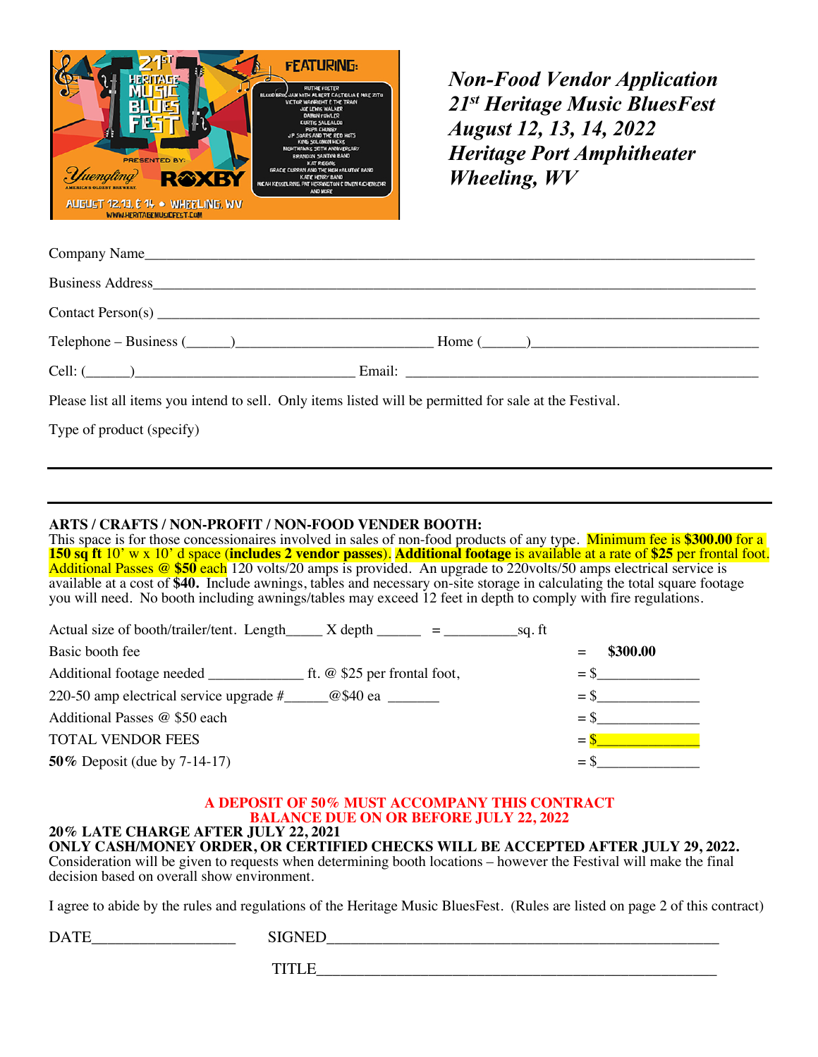***Non-Food Vendor Application***
***21st Heritage Music BluesFest***
***August 12, 13, 14, 2022***
***Heritage Port Amphitheater***
***Wheeling, WV***

Company Name_______________________________________________________________________________

Business Address____________________________________________________________________________

Contact Person(s) ___________________________________________________________________________

Telephone – Business (______)__________________________ Home (______)______________________________

Cell: (______)______________________________ Email: ______________________________________________

Please list all items you intend to sell. Only items listed will be permitted for sale at the Festival.

Type of product (specify)

---

---

**ARTS / CRAFTS / NON-PROFIT / NON-FOOD VENDER BOOTH:**
This space is for those concessionaires involved in sales of non-food products of any type. Minimum fee is **$300.00** for a **150 sq ft** 10' w x 10' d space (**includes 2 vendor passes**). **Additional footage** is available at a rate of **$25** per frontal foot. Additional Passes @ **$50** each 120 volts/20 amps is provided. An upgrade to 220volts/50 amps electrical service is available at a cost of **$40.** Include awnings, tables and necessary on-site storage in calculating the total square footage you will need. No booth including awnings/tables may exceed 12 feet in depth to comply with fire regulations.

Actual size of booth/trailer/tent. Length_____ X depth ______ = __________sq. ft

| | |
|---|---|
| Basic booth fee | = **$300.00** |
| Additional footage needed _____________ ft. @ $25 per frontal foot, | = $______________ |
| 220-50 amp electrical service upgrade #______@$40 ea _______ | = $______________ |
| Additional Passes @ $50 each | = $______________ |
| TOTAL VENDOR FEES | = $______________ |
| **50%** Deposit (due by 7-14-17) | = $______________ |

**A DEPOSIT OF 50% MUST ACCOMPANY THIS CONTRACT**
**BALANCE DUE ON OR BEFORE JULY 22, 2022**

**20% LATE CHARGE AFTER JULY 22, 2021**
**ONLY CASH/MONEY ORDER, OR CERTIFIED CHECKS WILL BE ACCEPTED AFTER JULY 29, 2022.**
Consideration will be given to requests when determining booth locations – however the Festival will make the final decision based on overall show environment.

I agree to abide by the rules and regulations of the Heritage Music BluesFest. (Rules are listed on page 2 of this contract)

DATE__________________ SIGNED__________________________________________________

TITLE__________________________________________________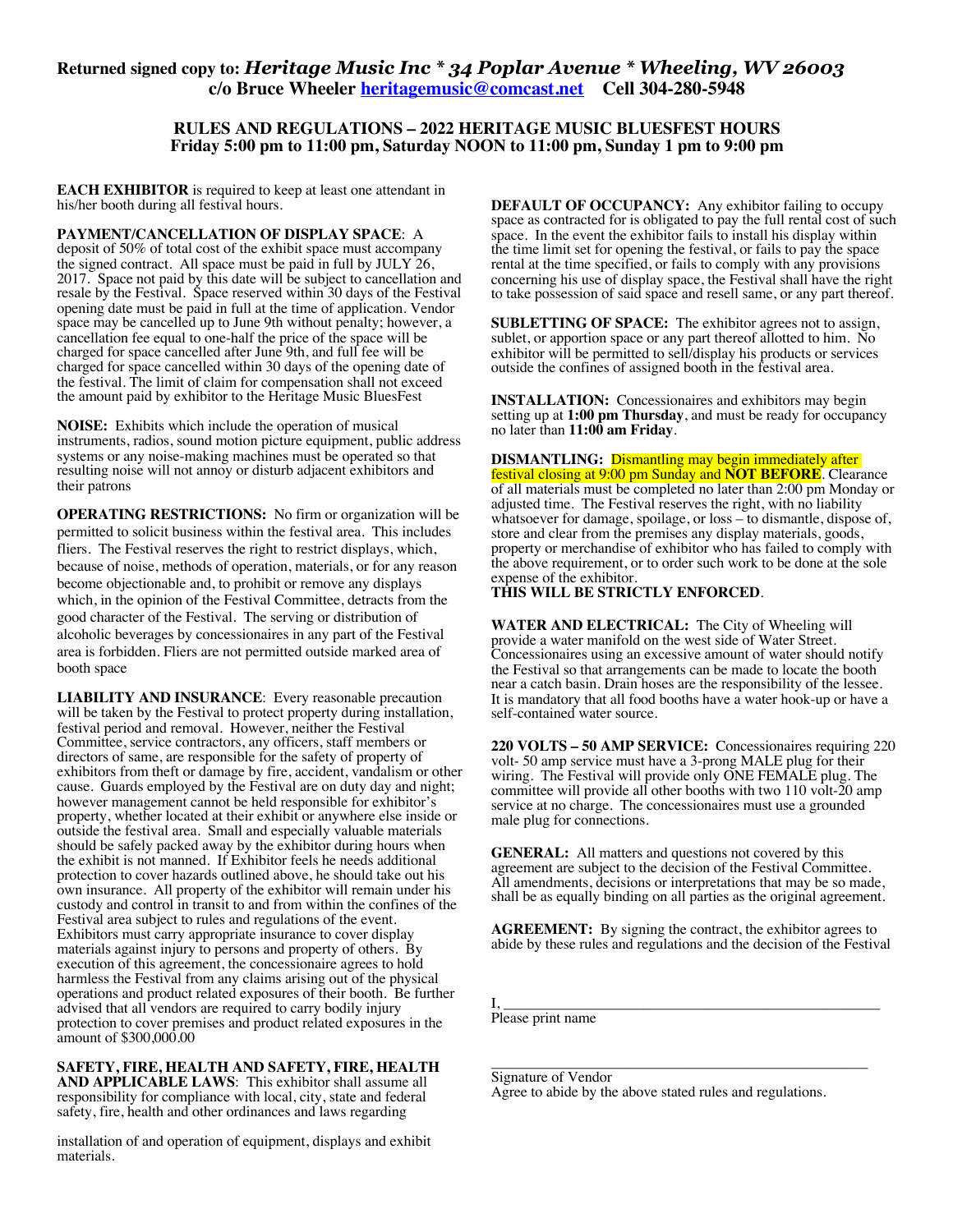**Returned signed copy to:** ***Heritage Music Inc * 34 Poplar Avenue * Wheeling, WV 26003***
**c/o Bruce Wheeler [heritagemusic@comcast.net](mailto:heritagemusic@comcast.net) Cell 304-280-5948**

## RULES AND REGULATIONS – 2022 HERITAGE MUSIC BLUESFEST HOURS
## Friday 5:00 pm to 11:00 pm, Saturday NOON to 11:00 pm, Sunday 1 pm to 9:00 pm

**EACH EXHIBITOR** is required to keep at least one attendant in his/her booth during all festival hours.

**PAYMENT/CANCELLATION OF DISPLAY SPACE**: A deposit of 50% of total cost of the exhibit space must accompany the signed contract. All space must be paid in full by JULY 26, 2017. Space not paid by this date will be subject to cancellation and resale by the Festival. Space reserved within 30 days of the Festival opening date must be paid in full at the time of application. Vendor space may be cancelled up to June 9th without penalty; however, a cancellation fee equal to one-half the price of the space will be charged for space cancelled after June 9th, and full fee will be charged for space cancelled within 30 days of the opening date of the festival. The limit of claim for compensation shall not exceed the amount paid by exhibitor to the Heritage Music BluesFest

**NOISE:** Exhibits which include the operation of musical instruments, radios, sound motion picture equipment, public address systems or any noise-making machines must be operated so that resulting noise will not annoy or disturb adjacent exhibitors and their patrons

**OPERATING RESTRICTIONS:** No firm or organization will be permitted to solicit business within the festival area. This includes fliers. The Festival reserves the right to restrict displays, which, because of noise, methods of operation, materials, or for any reason become objectionable and, to prohibit or remove any displays which, in the opinion of the Festival Committee, detracts from the good character of the Festival. The serving or distribution of alcoholic beverages by concessionaires in any part of the Festival area is forbidden. Fliers are not permitted outside marked area of booth space

**LIABILITY AND INSURANCE**: Every reasonable precaution will be taken by the Festival to protect property during installation, festival period and removal. However, neither the Festival Committee, service contractors, any officers, staff members or directors of same, are responsible for the safety of property of exhibitors from theft or damage by fire, accident, vandalism or other cause. Guards employed by the Festival are on duty day and night; however management cannot be held responsible for exhibitor's property, whether located at their exhibit or anywhere else inside or outside the festival area. Small and especially valuable materials should be safely packed away by the exhibitor during hours when the exhibit is not manned. If Exhibitor feels he needs additional protection to cover hazards outlined above, he should take out his own insurance. All property of the exhibitor will remain under his custody and control in transit to and from within the confines of the Festival area subject to rules and regulations of the event. Exhibitors must carry appropriate insurance to cover display materials against injury to persons and property of others. By execution of this agreement, the concessionaire agrees to hold harmless the Festival from any claims arising out of the physical operations and product related exposures of their booth. Be further advised that all vendors are required to carry bodily injury protection to cover premises and product related exposures in the amount of $300,000.00

**SAFETY, FIRE, HEALTH AND SAFETY, FIRE, HEALTH AND APPLICABLE LAWS**: This exhibitor shall assume all responsibility for compliance with local, city, state and federal safety, fire, health and other ordinances and laws regarding installation of and operation of equipment, displays and exhibit materials.

**DEFAULT OF OCCUPANCY:** Any exhibitor failing to occupy space as contracted for is obligated to pay the full rental cost of such space. In the event the exhibitor fails to install his display within the time limit set for opening the festival, or fails to pay the space rental at the time specified, or fails to comply with any provisions concerning his use of display space, the Festival shall have the right to take possession of said space and resell same, or any part thereof.

**SUBLETTING OF SPACE:** The exhibitor agrees not to assign, sublet, or apportion space or any part thereof allotted to him. No exhibitor will be permitted to sell/display his products or services outside the confines of assigned booth in the festival area.

**INSTALLATION:** Concessionaires and exhibitors may begin setting up at **1:00 pm Thursday**, and must be ready for occupancy no later than **11:00 am Friday**.

**DISMANTLING:** Dismantling may begin immediately after festival closing at 9:00 pm Sunday and **NOT BEFORE**. Clearance of all materials must be completed no later than 2:00 pm Monday or adjusted time. The Festival reserves the right, with no liability whatsoever for damage, spoilage, or loss – to dismantle, dispose of, store and clear from the premises any display materials, goods, property or merchandise of exhibitor who has failed to comply with the above requirement, or to order such work to be done at the sole expense of the exhibitor.
**THIS WILL BE STRICTLY ENFORCED**.

**WATER AND ELECTRICAL:** The City of Wheeling will provide a water manifold on the west side of Water Street. Concessionaires using an excessive amount of water should notify the Festival so that arrangements can be made to locate the booth near a catch basin. Drain hoses are the responsibility of the lessee. It is mandatory that all food booths have a water hook-up or have a self-contained water source.

**220 VOLTS – 50 AMP SERVICE:** Concessionaires requiring 220 volt- 50 amp service must have a 3-prong MALE plug for their wiring. The Festival will provide only ONE FEMALE plug. The committee will provide all other booths with two 110 volt-20 amp service at no charge. The concessionaires must use a grounded male plug for connections.

**GENERAL:** All matters and questions not covered by this agreement are subject to the decision of the Festival Committee. All amendments, decisions or interpretations that may be so made, shall be as equally binding on all parties as the original agreement.

**AGREEMENT:** By signing the contract, the exhibitor agrees to abide by these rules and regulations and the decision of the Festival

I, ______________________________________________
Please print name

______________________________________________
Signature of Vendor
Agree to abide by the above stated rules and regulations.